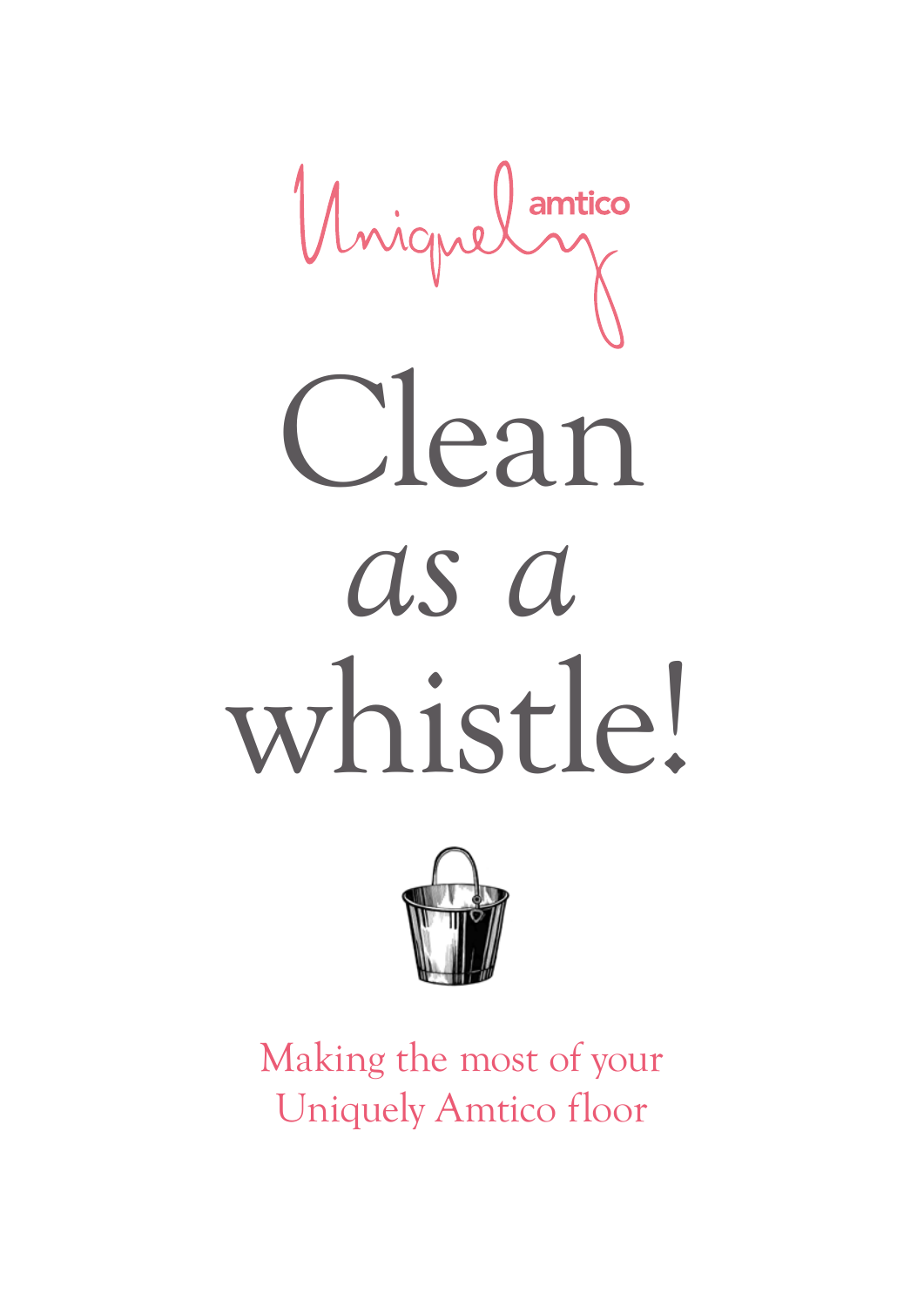Uniquely amtico

# Clean *as a* whistle!

Making the most of your Uniquely Amtico floor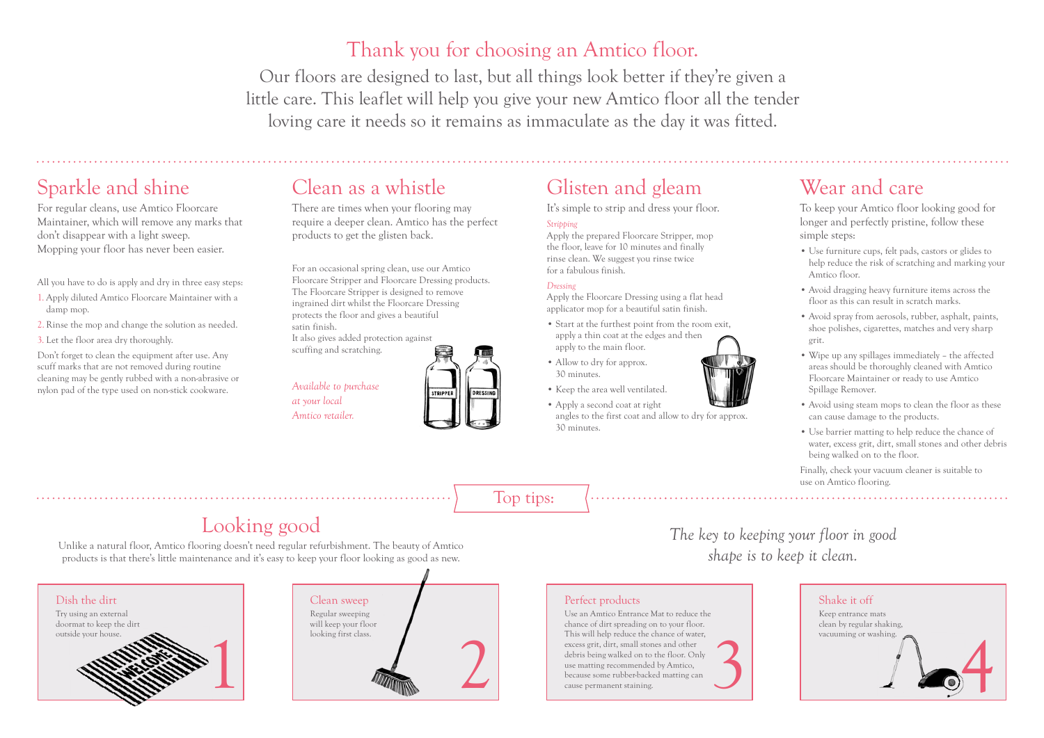# Thank you for choosing an Amtico floor.

Our floors are designed to last, but all things look better if they're given a little care. This leaflet will help you give your new Amtico floor all the tender loving care it needs so it remains as immaculate as the day it was fitted.

## Sparkle and shine

For regular cleans, use Amtico Floorcare Maintainer, which will remove any marks that don't disappear with a light sweep. Mopping your floor has never been easier.

All you have to do is apply and dry in three easy steps:

1. Apply diluted Amtico Floorcare Maintainer with a damp mop.
2. Rinse the mop and change the solution as needed.
3. Let the floor area dry thoroughly.

Don't forget to clean the equipment after use. Any scuff marks that are not removed during routine cleaning may be gently rubbed with a non-abrasive or nylon pad of the type used on non-stick cookware.

## Clean as a whistle

There are times when your flooring may require a deeper clean. Amtico has the perfect products to get the glisten back.

For an occasional spring clean, use our Amtico Floorcare Stripper and Floorcare Dressing products. The Floorcare Stripper is designed to remove ingrained dirt whilst the Floorcare Dressing protects the floor and gives a beautiful satin finish.
It also gives added protection against scuffing and scratching.

*Available to purchase at your local Amtico retailer.*

## Glisten and gleam

It's simple to strip and dress your floor.

*Stripping*

Apply the prepared Floorcare Stripper, mop the floor, leave for 10 minutes and finally rinse clean. We suggest you rinse twice for a fabulous finish.

*Dressing*

Apply the Floorcare Dressing using a flat head applicator mop for a beautiful satin finish.

- Start at the furthest point from the room exit, apply a thin coat at the edges and then apply to the main floor.
- Allow to dry for approx. 30 minutes.
- Keep the area well ventilated.
- Apply a second coat at right angles to the first coat and allow to dry for approx. 30 minutes.

## Wear and care

To keep your Amtico floor looking good for longer and perfectly pristine, follow these simple steps:

- Use furniture cups, felt pads, castors or glides to help reduce the risk of scratching and marking your Amtico floor.
- Avoid dragging heavy furniture items across the floor as this can result in scratch marks.
- Avoid spray from aerosols, rubber, asphalt, paints, shoe polishes, cigarettes, matches and very sharp grit.
- Wipe up any spillages immediately – the affected areas should be thoroughly cleaned with Amtico Floorcare Maintainer or ready to use Amtico Spillage Remover.
- Avoid using steam mops to clean the floor as these can cause damage to the products.
- Use barrier matting to help reduce the chance of water, excess grit, dirt, small stones and other debris being walked on to the floor.

Finally, check your vacuum cleaner is suitable to use on Amtico flooring.

## Top tips:

### Looking good

Unlike a natural floor, Amtico flooring doesn't need regular refurbishment. The beauty of Amtico products is that there's little maintenance and it's easy to keep your floor looking as good as new.

*The key to keeping your floor in good shape is to keep it clean.*

#### 1. Dish the dirt

Try using an external doormat to keep the dirt outside your house.

#### 2. Clean sweep

Regular sweeping will keep your floor looking first class.

#### 3. Perfect products

Use an Amtico Entrance Mat to reduce the chance of dirt spreading on to your floor. This will help reduce the chance of water, excess grit, dirt, small stones and other debris being walked on to the floor. Only use matting recommended by Amtico, because some rubber-backed matting can cause permanent staining.

#### 4. Shake it off

Keep entrance mats clean by regular shaking, vacuuming or washing.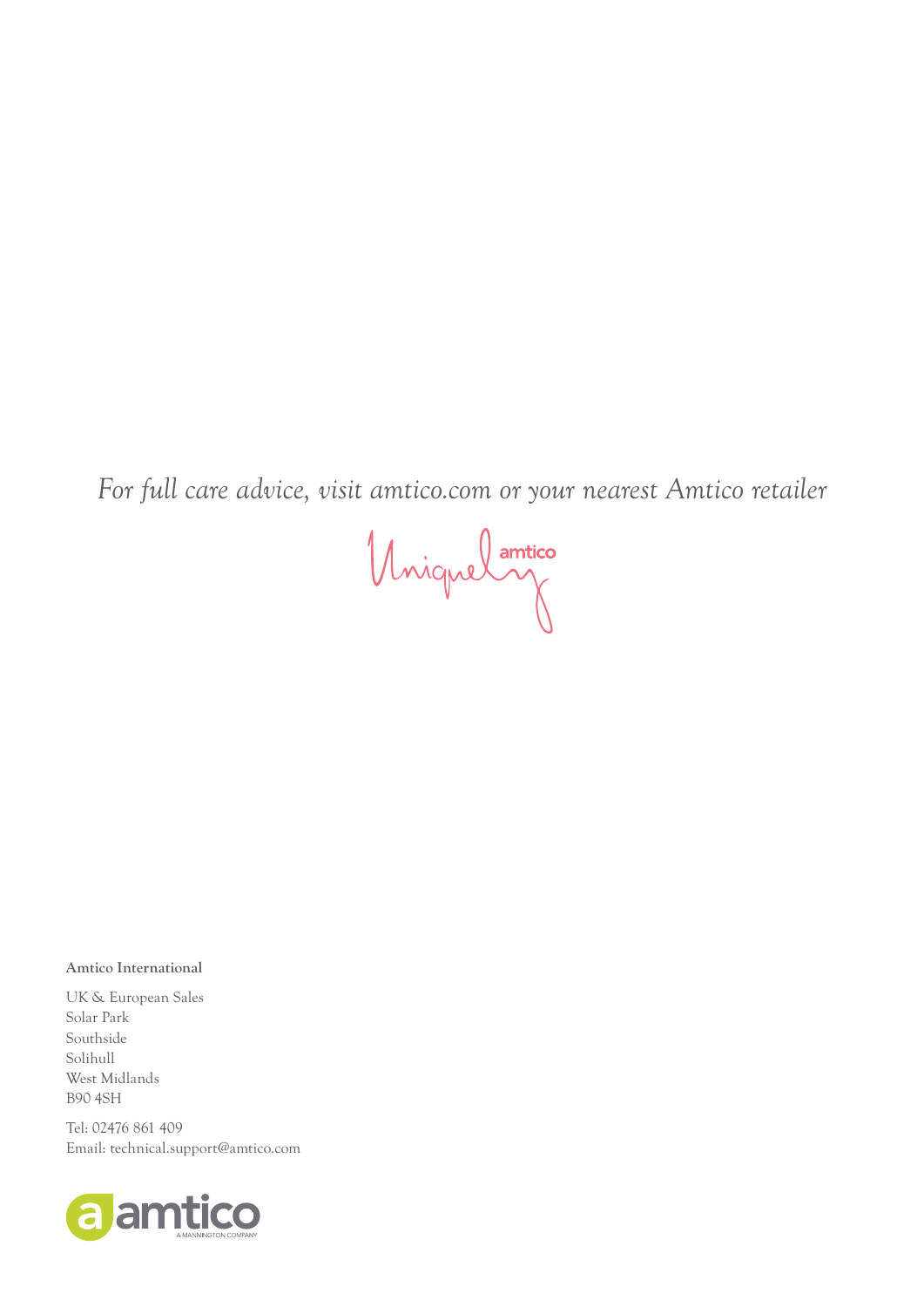*For full care advice, visit amtico.com or your nearest Amtico retailer*

**Amtico International**

UK & European Sales
Solar Park
Southside
Solihull
West Midlands
B90 4SH

Tel: 02476 861 409
Email: technical.support@amtico.com